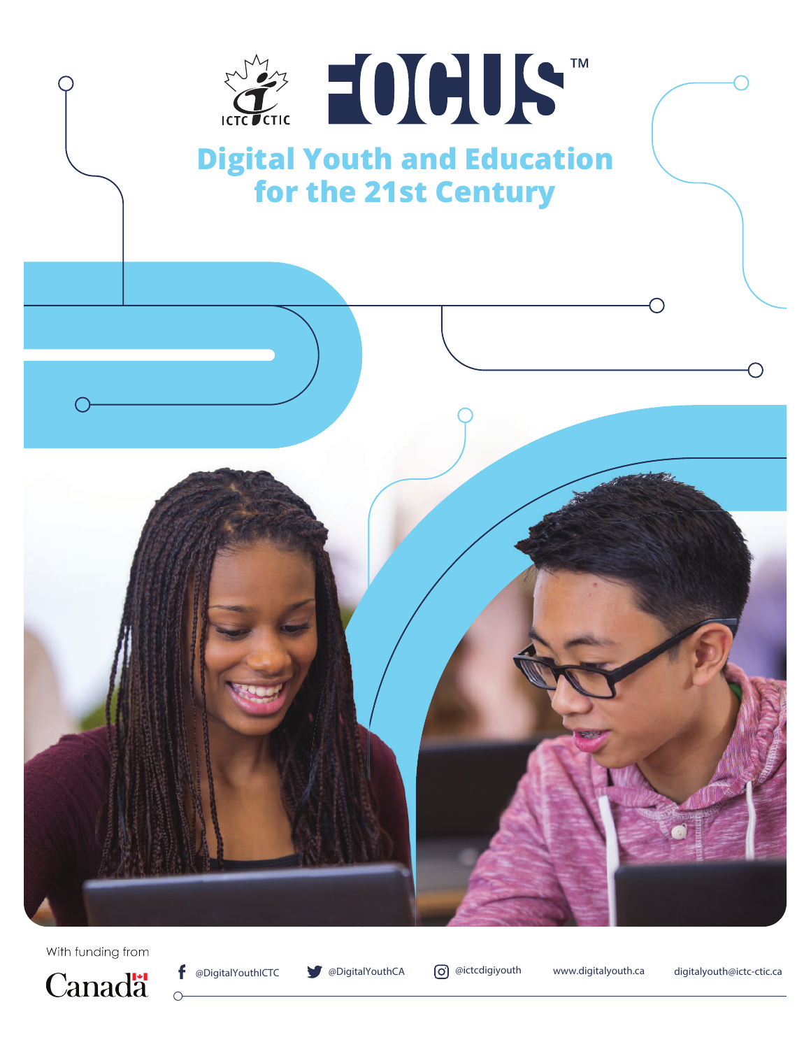ICTC CTIC

# FOCUS™

## Digital Youth and Education for the 21st Century

With funding from

Canada

@DigitalYouthICTC @DigitalYouthCA @ictcdigiyouth www.digitalyouth.ca digitalyouth@ictc-ctic.ca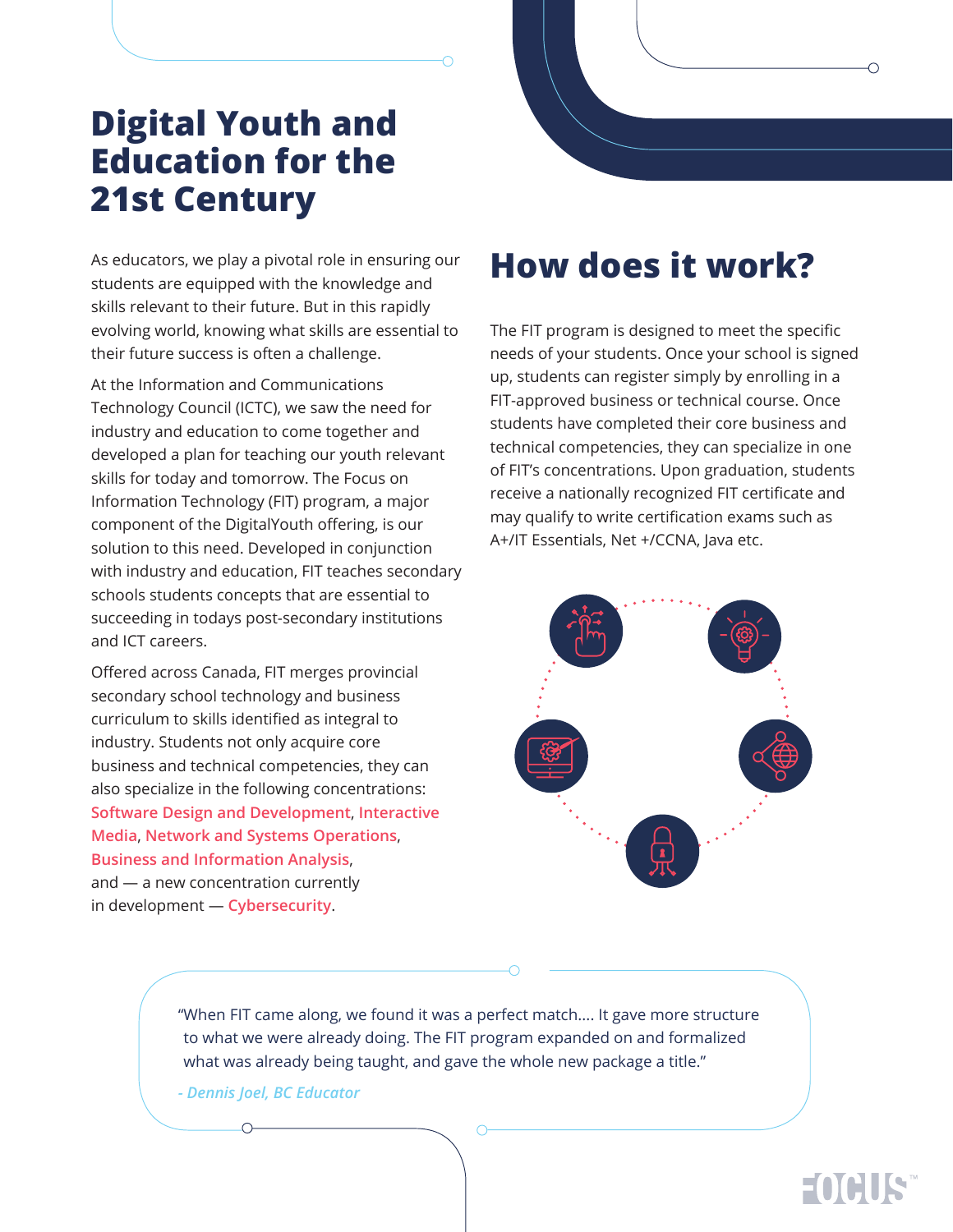# Digital Youth and Education for the 21st Century

As educators, we play a pivotal role in ensuring our students are equipped with the knowledge and skills relevant to their future. But in this rapidly evolving world, knowing what skills are essential to their future success is often a challenge.

At the Information and Communications Technology Council (ICTC), we saw the need for industry and education to come together and developed a plan for teaching our youth relevant skills for today and tomorrow. The Focus on Information Technology (FIT) program, a major component of the DigitalYouth offering, is our solution to this need. Developed in conjunction with industry and education, FIT teaches secondary schools students concepts that are essential to succeeding in todays post-secondary institutions and ICT careers.

Offered across Canada, FIT merges provincial secondary school technology and business curriculum to skills identified as integral to industry. Students not only acquire core business and technical competencies, they can also specialize in the following concentrations: Software Design and Development, Interactive Media, Network and Systems Operations, Business and Information Analysis, and — a new concentration currently in development — Cybersecurity.

# How does it work?

The FIT program is designed to meet the specific needs of your students. Once your school is signed up, students can register simply by enrolling in a FIT-approved business or technical course. Once students have completed their core business and technical competencies, they can specialize in one of FIT's concentrations. Upon graduation, students receive a nationally recognized FIT certificate and may qualify to write certification exams such as A+/IT Essentials, Net +/CCNA, Java etc.

"When FIT came along, we found it was a perfect match.... It gave more structure to what we were already doing. The FIT program expanded on and formalized what was already being taught, and gave the whole new package a title."

*- Dennis Joel, BC Educator*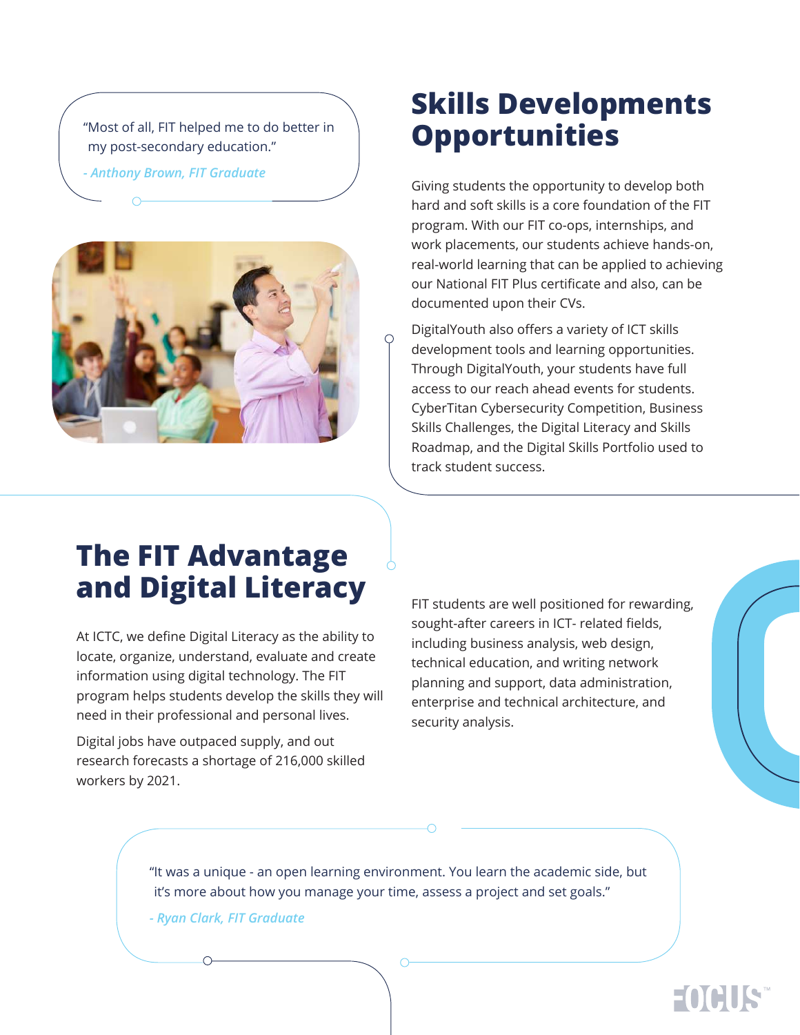> "Most of all, FIT helped me to do better in my post-secondary education."
>
> *- Anthony Brown, FIT Graduate*

## Skills Developments Opportunities

Giving students the opportunity to develop both hard and soft skills is a core foundation of the FIT program. With our FIT co-ops, internships, and work placements, our students achieve hands-on, real-world learning that can be applied to achieving our National FIT Plus certificate and also, can be documented upon their CVs.

DigitalYouth also offers a variety of ICT skills development tools and learning opportunities. Through DigitalYouth, your students have full access to our reach ahead events for students. CyberTitan Cybersecurity Competition, Business Skills Challenges, the Digital Literacy and Skills Roadmap, and the Digital Skills Portfolio used to track student success.

## The FIT Advantage and Digital Literacy

At ICTC, we define Digital Literacy as the ability to locate, organize, understand, evaluate and create information using digital technology. The FIT program helps students develop the skills they will need in their professional and personal lives.

Digital jobs have outpaced supply, and out research forecasts a shortage of 216,000 skilled workers by 2021.

FIT students are well positioned for rewarding, sought-after careers in ICT- related fields, including business analysis, web design, technical education, and writing network planning and support, data administration, enterprise and technical architecture, and security analysis.

> "It was a unique - an open learning environment. You learn the academic side, but it's more about how you manage your time, assess a project and set goals."
>
> *- Ryan Clark, FIT Graduate*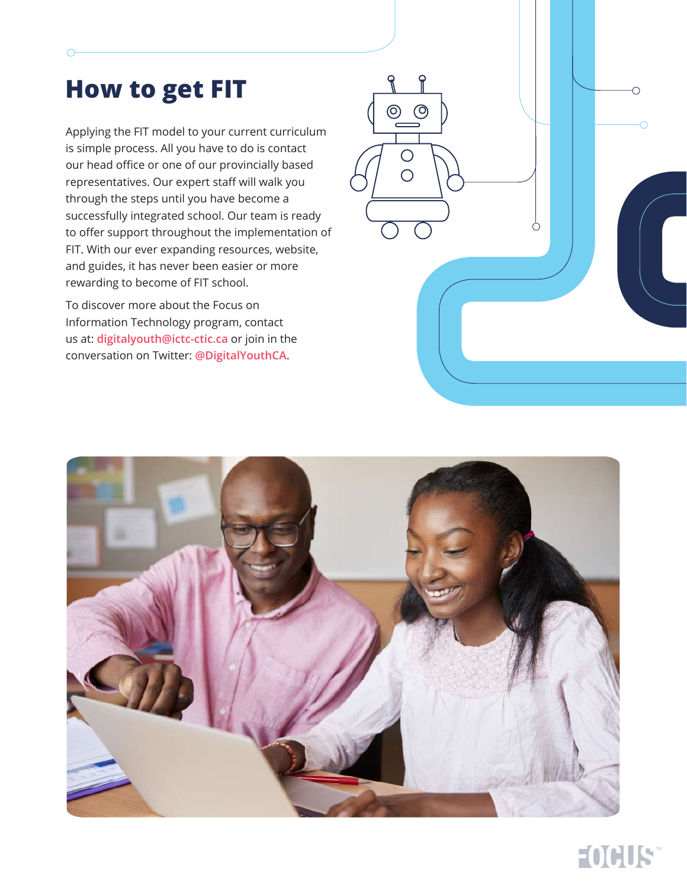# How to get FIT

Applying the FIT model to your current curriculum is simple process. All you have to do is contact our head office or one of our provincially based representatives. Our expert staff will walk you through the steps until you have become a successfully integrated school. Our team is ready to offer support throughout the implementation of FIT. With our ever expanding resources, website, and guides, it has never been easier or more rewarding to become of FIT school.

To discover more about the Focus on Information Technology program, contact us at: digitalyouth@ictc-ctic.ca or join in the conversation on Twitter: @DigitalYouthCA.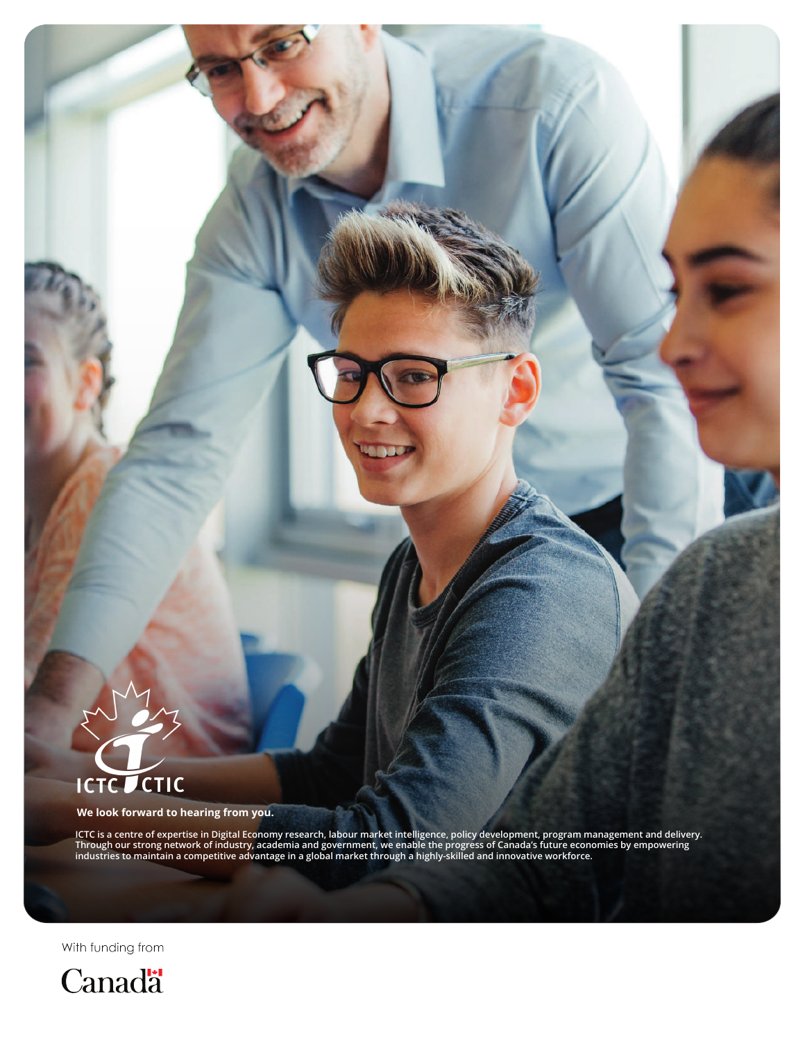ICTC CTIC

**We look forward to hearing from you.**

**ICTC is a centre of expertise in Digital Economy research, labour market intelligence, policy development, program management and delivery. Through our strong network of industry, academia and government, we enable the progress of Canada's future economies by empowering industries to maintain a competitive advantage in a global market through a highly-skilled and innovative workforce.**

With funding from

Canada